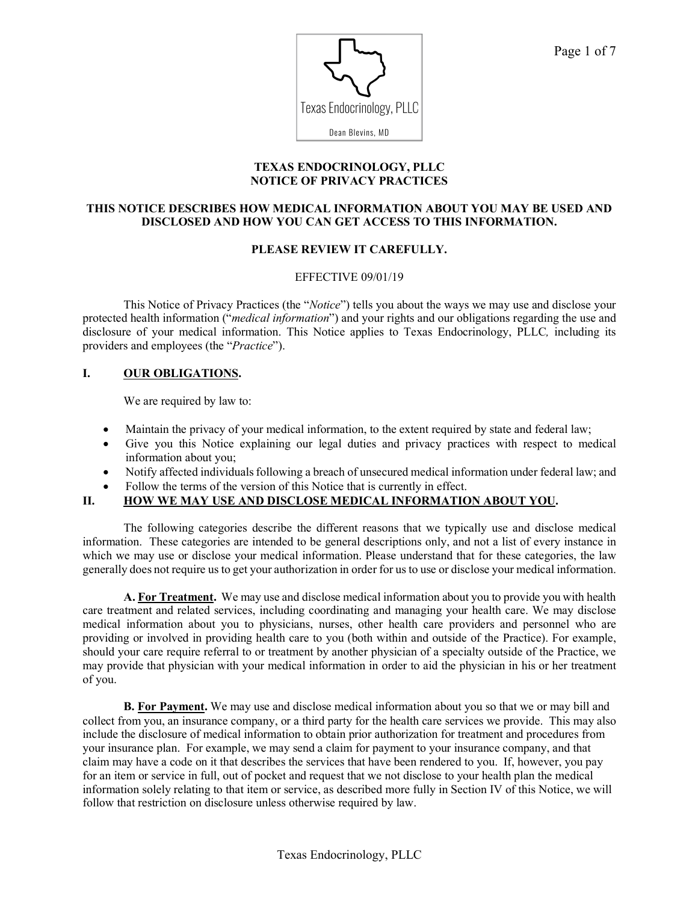Texas Endocrinology, PLLC

Dean Blevins, MD

# TEXAS ENDOCRINOLOGY, PLLC
# NOTICE OF PRIVACY PRACTICES

**THIS NOTICE DESCRIBES HOW MEDICAL INFORMATION ABOUT YOU MAY BE USED AND DISCLOSED AND HOW YOU CAN GET ACCESS TO THIS INFORMATION.**

**PLEASE REVIEW IT CAREFULLY.**

EFFECTIVE 09/01/19

This Notice of Privacy Practices (the "*Notice*") tells you about the ways we may use and disclose your protected health information ("*medical information*") and your rights and our obligations regarding the use and disclosure of your medical information. This Notice applies to Texas Endocrinology, PLLC*,* including its providers and employees (the "*Practice*").

## I. OUR OBLIGATIONS.

We are required by law to:

- Maintain the privacy of your medical information, to the extent required by state and federal law;
- Give you this Notice explaining our legal duties and privacy practices with respect to medical information about you;
- Notify affected individuals following a breach of unsecured medical information under federal law; and
- Follow the terms of the version of this Notice that is currently in effect.

## II. HOW WE MAY USE AND DISCLOSE MEDICAL INFORMATION ABOUT YOU.

The following categories describe the different reasons that we typically use and disclose medical information. These categories are intended to be general descriptions only, and not a list of every instance in which we may use or disclose your medical information. Please understand that for these categories, the law generally does not require us to get your authorization in order for us to use or disclose your medical information.

**A. For Treatment.** We may use and disclose medical information about you to provide you with health care treatment and related services, including coordinating and managing your health care. We may disclose medical information about you to physicians, nurses, other health care providers and personnel who are providing or involved in providing health care to you (both within and outside of the Practice). For example, should your care require referral to or treatment by another physician of a specialty outside of the Practice, we may provide that physician with your medical information in order to aid the physician in his or her treatment of you.

**B. For Payment.** We may use and disclose medical information about you so that we or may bill and collect from you, an insurance company, or a third party for the health care services we provide. This may also include the disclosure of medical information to obtain prior authorization for treatment and procedures from your insurance plan. For example, we may send a claim for payment to your insurance company, and that claim may have a code on it that describes the services that have been rendered to you. If, however, you pay for an item or service in full, out of pocket and request that we not disclose to your health plan the medical information solely relating to that item or service, as described more fully in Section IV of this Notice, we will follow that restriction on disclosure unless otherwise required by law.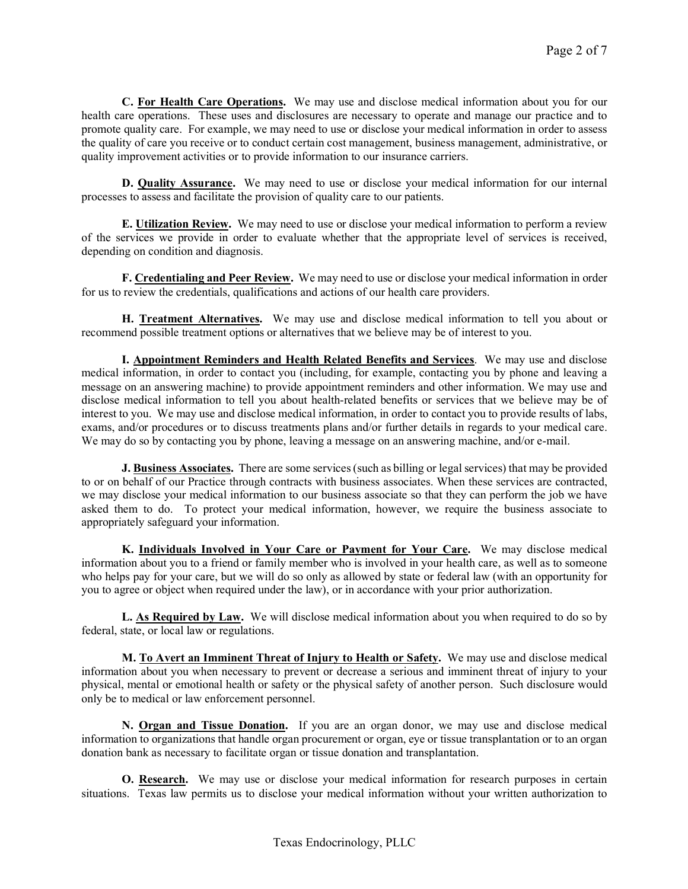**C. <u>For Health Care Operations</u>.** We may use and disclose medical information about you for our health care operations. These uses and disclosures are necessary to operate and manage our practice and to promote quality care. For example, we may need to use or disclose your medical information in order to assess the quality of care you receive or to conduct certain cost management, business management, administrative, or quality improvement activities or to provide information to our insurance carriers.

**D. <u>Quality Assurance</u>.** We may need to use or disclose your medical information for our internal processes to assess and facilitate the provision of quality care to our patients.

**E. <u>Utilization Review</u>.** We may need to use or disclose your medical information to perform a review of the services we provide in order to evaluate whether that the appropriate level of services is received, depending on condition and diagnosis.

**F. <u>Credentialing and Peer Review</u>.** We may need to use or disclose your medical information in order for us to review the credentials, qualifications and actions of our health care providers.

**H. <u>Treatment Alternatives</u>.** We may use and disclose medical information to tell you about or recommend possible treatment options or alternatives that we believe may be of interest to you.

**I. <u>Appointment Reminders and Health Related Benefits and Services</u>**. We may use and disclose medical information, in order to contact you (including, for example, contacting you by phone and leaving a message on an answering machine) to provide appointment reminders and other information. We may use and disclose medical information to tell you about health-related benefits or services that we believe may be of interest to you. We may use and disclose medical information, in order to contact you to provide results of labs, exams, and/or procedures or to discuss treatments plans and/or further details in regards to your medical care. We may do so by contacting you by phone, leaving a message on an answering machine, and/or e-mail.

**J. <u>Business Associates</u>.** There are some services (such as billing or legal services) that may be provided to or on behalf of our Practice through contracts with business associates. When these services are contracted, we may disclose your medical information to our business associate so that they can perform the job we have asked them to do. To protect your medical information, however, we require the business associate to appropriately safeguard your information.

**K. <u>Individuals Involved in Your Care or Payment for Your Care</u>.** We may disclose medical information about you to a friend or family member who is involved in your health care, as well as to someone who helps pay for your care, but we will do so only as allowed by state or federal law (with an opportunity for you to agree or object when required under the law), or in accordance with your prior authorization.

**L. <u>As Required by Law</u>.** We will disclose medical information about you when required to do so by federal, state, or local law or regulations.

**M. <u>To Avert an Imminent Threat of Injury to Health or Safety</u>.** We may use and disclose medical information about you when necessary to prevent or decrease a serious and imminent threat of injury to your physical, mental or emotional health or safety or the physical safety of another person. Such disclosure would only be to medical or law enforcement personnel.

**N. <u>Organ and Tissue Donation</u>.** If you are an organ donor, we may use and disclose medical information to organizations that handle organ procurement or organ, eye or tissue transplantation or to an organ donation bank as necessary to facilitate organ or tissue donation and transplantation.

**O. <u>Research</u>.** We may use or disclose your medical information for research purposes in certain situations. Texas law permits us to disclose your medical information without your written authorization to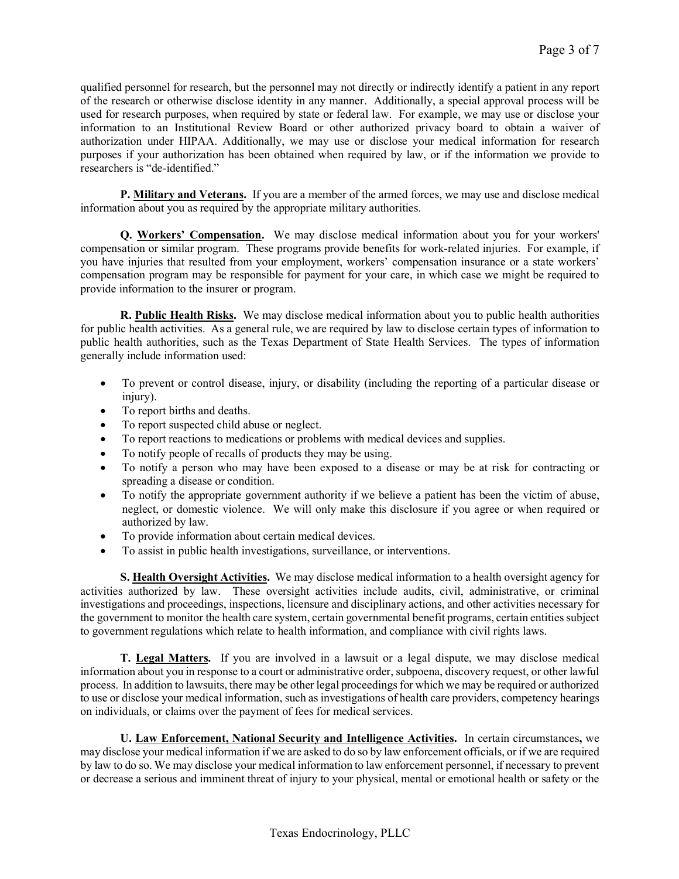qualified personnel for research, but the personnel may not directly or indirectly identify a patient in any report of the research or otherwise disclose identity in any manner. Additionally, a special approval process will be used for research purposes, when required by state or federal law. For example, we may use or disclose your information to an Institutional Review Board or other authorized privacy board to obtain a waiver of authorization under HIPAA. Additionally, we may use or disclose your medical information for research purposes if your authorization has been obtained when required by law, or if the information we provide to researchers is "de-identified."

**P. Military and Veterans.** If you are a member of the armed forces, we may use and disclose medical information about you as required by the appropriate military authorities.

**Q. Workers' Compensation.** We may disclose medical information about you for your workers' compensation or similar program. These programs provide benefits for work-related injuries. For example, if you have injuries that resulted from your employment, workers' compensation insurance or a state workers' compensation program may be responsible for payment for your care, in which case we might be required to provide information to the insurer or program.

**R. Public Health Risks.** We may disclose medical information about you to public health authorities for public health activities. As a general rule, we are required by law to disclose certain types of information to public health authorities, such as the Texas Department of State Health Services. The types of information generally include information used:

- To prevent or control disease, injury, or disability (including the reporting of a particular disease or injury).
- To report births and deaths.
- To report suspected child abuse or neglect.
- To report reactions to medications or problems with medical devices and supplies.
- To notify people of recalls of products they may be using.
- To notify a person who may have been exposed to a disease or may be at risk for contracting or spreading a disease or condition.
- To notify the appropriate government authority if we believe a patient has been the victim of abuse, neglect, or domestic violence. We will only make this disclosure if you agree or when required or authorized by law.
- To provide information about certain medical devices.
- To assist in public health investigations, surveillance, or interventions.

**S. Health Oversight Activities.** We may disclose medical information to a health oversight agency for activities authorized by law. These oversight activities include audits, civil, administrative, or criminal investigations and proceedings, inspections, licensure and disciplinary actions, and other activities necessary for the government to monitor the health care system, certain governmental benefit programs, certain entities subject to government regulations which relate to health information, and compliance with civil rights laws.

**T. Legal Matters.** If you are involved in a lawsuit or a legal dispute, we may disclose medical information about you in response to a court or administrative order, subpoena, discovery request, or other lawful process. In addition to lawsuits, there may be other legal proceedings for which we may be required or authorized to use or disclose your medical information, such as investigations of health care providers, competency hearings on individuals, or claims over the payment of fees for medical services.

**U. Law Enforcement, National Security and Intelligence Activities.** In certain circumstances, we may disclose your medical information if we are asked to do so by law enforcement officials, or if we are required by law to do so. We may disclose your medical information to law enforcement personnel, if necessary to prevent or decrease a serious and imminent threat of injury to your physical, mental or emotional health or safety or the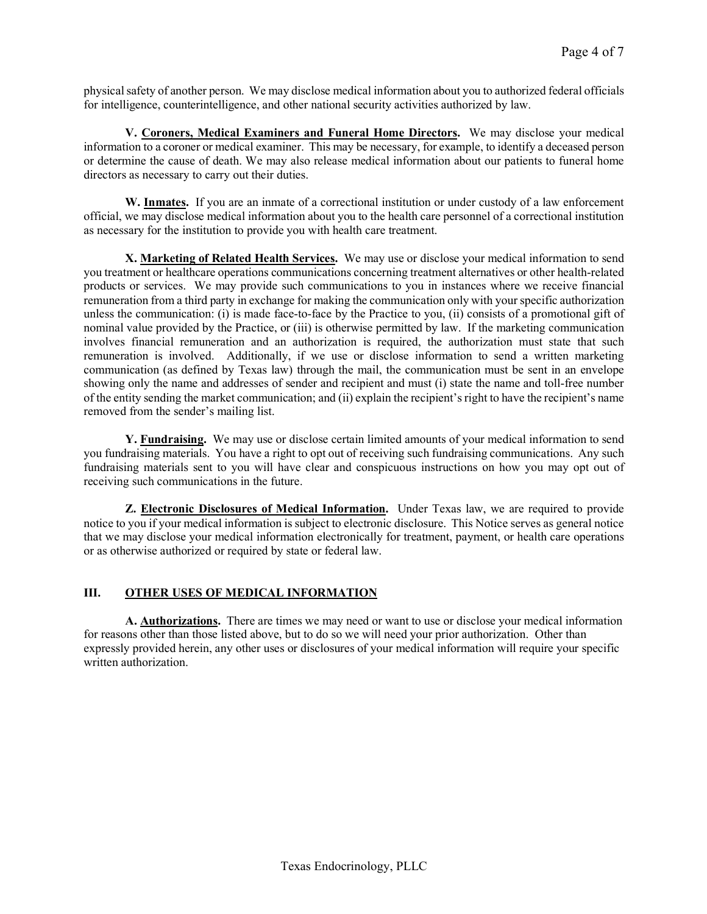physical safety of another person. We may disclose medical information about you to authorized federal officials for intelligence, counterintelligence, and other national security activities authorized by law.

**V. <u>Coroners, Medical Examiners and Funeral Home Directors</u>.** We may disclose your medical information to a coroner or medical examiner. This may be necessary, for example, to identify a deceased person or determine the cause of death. We may also release medical information about our patients to funeral home directors as necessary to carry out their duties.

**W. <u>Inmates</u>.** If you are an inmate of a correctional institution or under custody of a law enforcement official, we may disclose medical information about you to the health care personnel of a correctional institution as necessary for the institution to provide you with health care treatment.

**X. <u>Marketing of Related Health Services</u>.** We may use or disclose your medical information to send you treatment or healthcare operations communications concerning treatment alternatives or other health-related products or services. We may provide such communications to you in instances where we receive financial remuneration from a third party in exchange for making the communication only with your specific authorization unless the communication: (i) is made face-to-face by the Practice to you, (ii) consists of a promotional gift of nominal value provided by the Practice, or (iii) is otherwise permitted by law. If the marketing communication involves financial remuneration and an authorization is required, the authorization must state that such remuneration is involved. Additionally, if we use or disclose information to send a written marketing communication (as defined by Texas law) through the mail, the communication must be sent in an envelope showing only the name and addresses of sender and recipient and must (i) state the name and toll-free number of the entity sending the market communication; and (ii) explain the recipient's right to have the recipient's name removed from the sender's mailing list.

**Y. <u>Fundraising</u>.** We may use or disclose certain limited amounts of your medical information to send you fundraising materials. You have a right to opt out of receiving such fundraising communications. Any such fundraising materials sent to you will have clear and conspicuous instructions on how you may opt out of receiving such communications in the future.

**Z. <u>Electronic Disclosures of Medical Information</u>.** Under Texas law, we are required to provide notice to you if your medical information is subject to electronic disclosure. This Notice serves as general notice that we may disclose your medical information electronically for treatment, payment, or health care operations or as otherwise authorized or required by state or federal law.

## III. <u>OTHER USES OF MEDICAL INFORMATION</u>

**A. <u>Authorizations</u>.** There are times we may need or want to use or disclose your medical information for reasons other than those listed above, but to do so we will need your prior authorization. Other than expressly provided herein, any other uses or disclosures of your medical information will require your specific written authorization.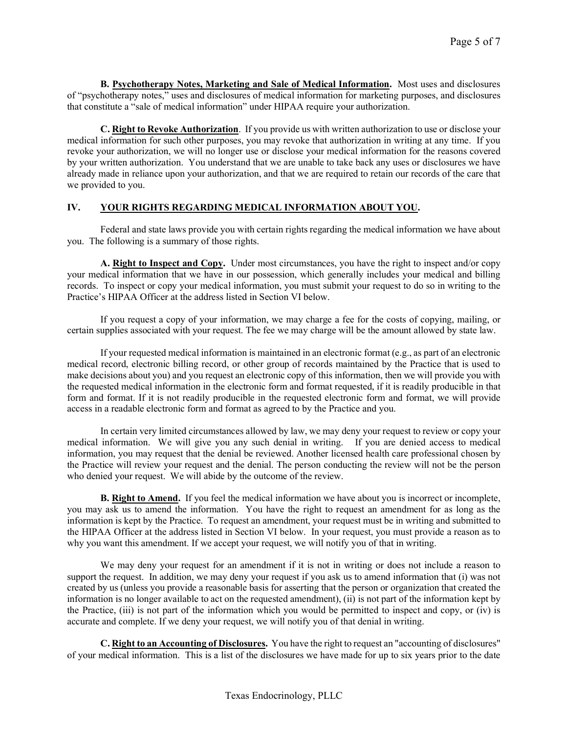**B. <u>Psychotherapy Notes, Marketing and Sale of Medical Information</u>.** Most uses and disclosures of "psychotherapy notes," uses and disclosures of medical information for marketing purposes, and disclosures that constitute a "sale of medical information" under HIPAA require your authorization.

**C. <u>Right to Revoke Authorization</u>**. If you provide us with written authorization to use or disclose your medical information for such other purposes, you may revoke that authorization in writing at any time. If you revoke your authorization, we will no longer use or disclose your medical information for the reasons covered by your written authorization. You understand that we are unable to take back any uses or disclosures we have already made in reliance upon your authorization, and that we are required to retain our records of the care that we provided to you.

## IV. <u>YOUR RIGHTS REGARDING MEDICAL INFORMATION ABOUT YOU</u>.

Federal and state laws provide you with certain rights regarding the medical information we have about you. The following is a summary of those rights.

**A. <u>Right to Inspect and Copy</u>.** Under most circumstances, you have the right to inspect and/or copy your medical information that we have in our possession, which generally includes your medical and billing records. To inspect or copy your medical information, you must submit your request to do so in writing to the Practice's HIPAA Officer at the address listed in Section VI below.

If you request a copy of your information, we may charge a fee for the costs of copying, mailing, or certain supplies associated with your request. The fee we may charge will be the amount allowed by state law.

If your requested medical information is maintained in an electronic format (e.g., as part of an electronic medical record, electronic billing record, or other group of records maintained by the Practice that is used to make decisions about you) and you request an electronic copy of this information, then we will provide you with the requested medical information in the electronic form and format requested, if it is readily producible in that form and format. If it is not readily producible in the requested electronic form and format, we will provide access in a readable electronic form and format as agreed to by the Practice and you.

In certain very limited circumstances allowed by law, we may deny your request to review or copy your medical information. We will give you any such denial in writing. If you are denied access to medical information, you may request that the denial be reviewed. Another licensed health care professional chosen by the Practice will review your request and the denial. The person conducting the review will not be the person who denied your request. We will abide by the outcome of the review.

**B. <u>Right to Amend</u>.** If you feel the medical information we have about you is incorrect or incomplete, you may ask us to amend the information. You have the right to request an amendment for as long as the information is kept by the Practice. To request an amendment, your request must be in writing and submitted to the HIPAA Officer at the address listed in Section VI below. In your request, you must provide a reason as to why you want this amendment. If we accept your request, we will notify you of that in writing.

We may deny your request for an amendment if it is not in writing or does not include a reason to support the request. In addition, we may deny your request if you ask us to amend information that (i) was not created by us (unless you provide a reasonable basis for asserting that the person or organization that created the information is no longer available to act on the requested amendment), (ii) is not part of the information kept by the Practice, (iii) is not part of the information which you would be permitted to inspect and copy, or (iv) is accurate and complete. If we deny your request, we will notify you of that denial in writing.

**C. <u>Right to an Accounting of Disclosures</u>.** You have the right to request an "accounting of disclosures" of your medical information. This is a list of the disclosures we have made for up to six years prior to the date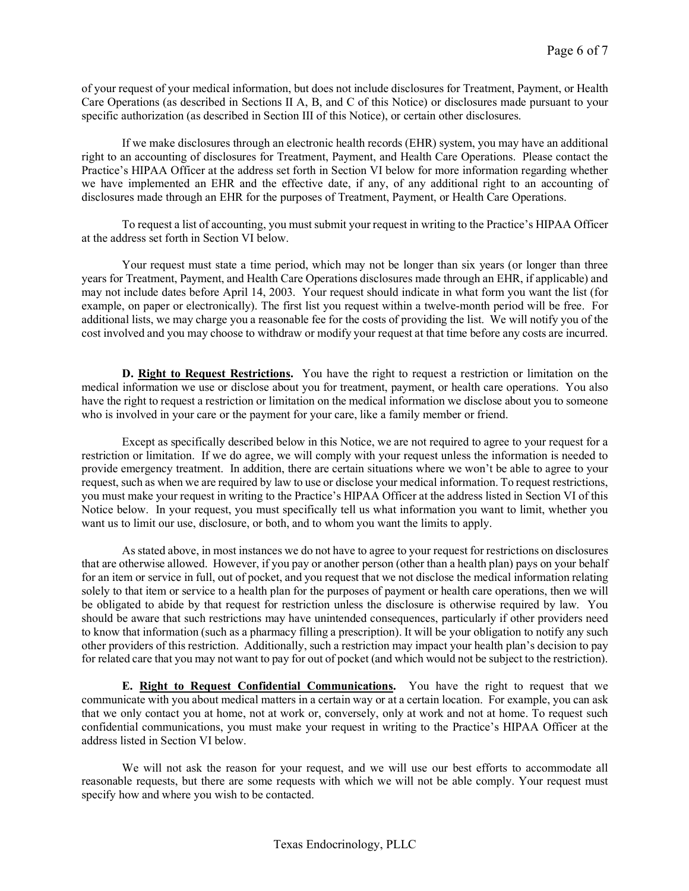of your request of your medical information, but does not include disclosures for Treatment, Payment, or Health Care Operations (as described in Sections II A, B, and C of this Notice) or disclosures made pursuant to your specific authorization (as described in Section III of this Notice), or certain other disclosures.

If we make disclosures through an electronic health records (EHR) system, you may have an additional right to an accounting of disclosures for Treatment, Payment, and Health Care Operations. Please contact the Practice's HIPAA Officer at the address set forth in Section VI below for more information regarding whether we have implemented an EHR and the effective date, if any, of any additional right to an accounting of disclosures made through an EHR for the purposes of Treatment, Payment, or Health Care Operations.

To request a list of accounting, you must submit your request in writing to the Practice's HIPAA Officer at the address set forth in Section VI below.

Your request must state a time period, which may not be longer than six years (or longer than three years for Treatment, Payment, and Health Care Operations disclosures made through an EHR, if applicable) and may not include dates before April 14, 2003. Your request should indicate in what form you want the list (for example, on paper or electronically). The first list you request within a twelve-month period will be free. For additional lists, we may charge you a reasonable fee for the costs of providing the list. We will notify you of the cost involved and you may choose to withdraw or modify your request at that time before any costs are incurred.

**D. Right to Request Restrictions.** You have the right to request a restriction or limitation on the medical information we use or disclose about you for treatment, payment, or health care operations. You also have the right to request a restriction or limitation on the medical information we disclose about you to someone who is involved in your care or the payment for your care, like a family member or friend.

Except as specifically described below in this Notice, we are not required to agree to your request for a restriction or limitation. If we do agree, we will comply with your request unless the information is needed to provide emergency treatment. In addition, there are certain situations where we won't be able to agree to your request, such as when we are required by law to use or disclose your medical information. To request restrictions, you must make your request in writing to the Practice's HIPAA Officer at the address listed in Section VI of this Notice below. In your request, you must specifically tell us what information you want to limit, whether you want us to limit our use, disclosure, or both, and to whom you want the limits to apply.

As stated above, in most instances we do not have to agree to your request for restrictions on disclosures that are otherwise allowed. However, if you pay or another person (other than a health plan) pays on your behalf for an item or service in full, out of pocket, and you request that we not disclose the medical information relating solely to that item or service to a health plan for the purposes of payment or health care operations, then we will be obligated to abide by that request for restriction unless the disclosure is otherwise required by law. You should be aware that such restrictions may have unintended consequences, particularly if other providers need to know that information (such as a pharmacy filling a prescription). It will be your obligation to notify any such other providers of this restriction. Additionally, such a restriction may impact your health plan's decision to pay for related care that you may not want to pay for out of pocket (and which would not be subject to the restriction).

**E. Right to Request Confidential Communications.** You have the right to request that we communicate with you about medical matters in a certain way or at a certain location. For example, you can ask that we only contact you at home, not at work or, conversely, only at work and not at home. To request such confidential communications, you must make your request in writing to the Practice's HIPAA Officer at the address listed in Section VI below.

We will not ask the reason for your request, and we will use our best efforts to accommodate all reasonable requests, but there are some requests with which we will not be able comply. Your request must specify how and where you wish to be contacted.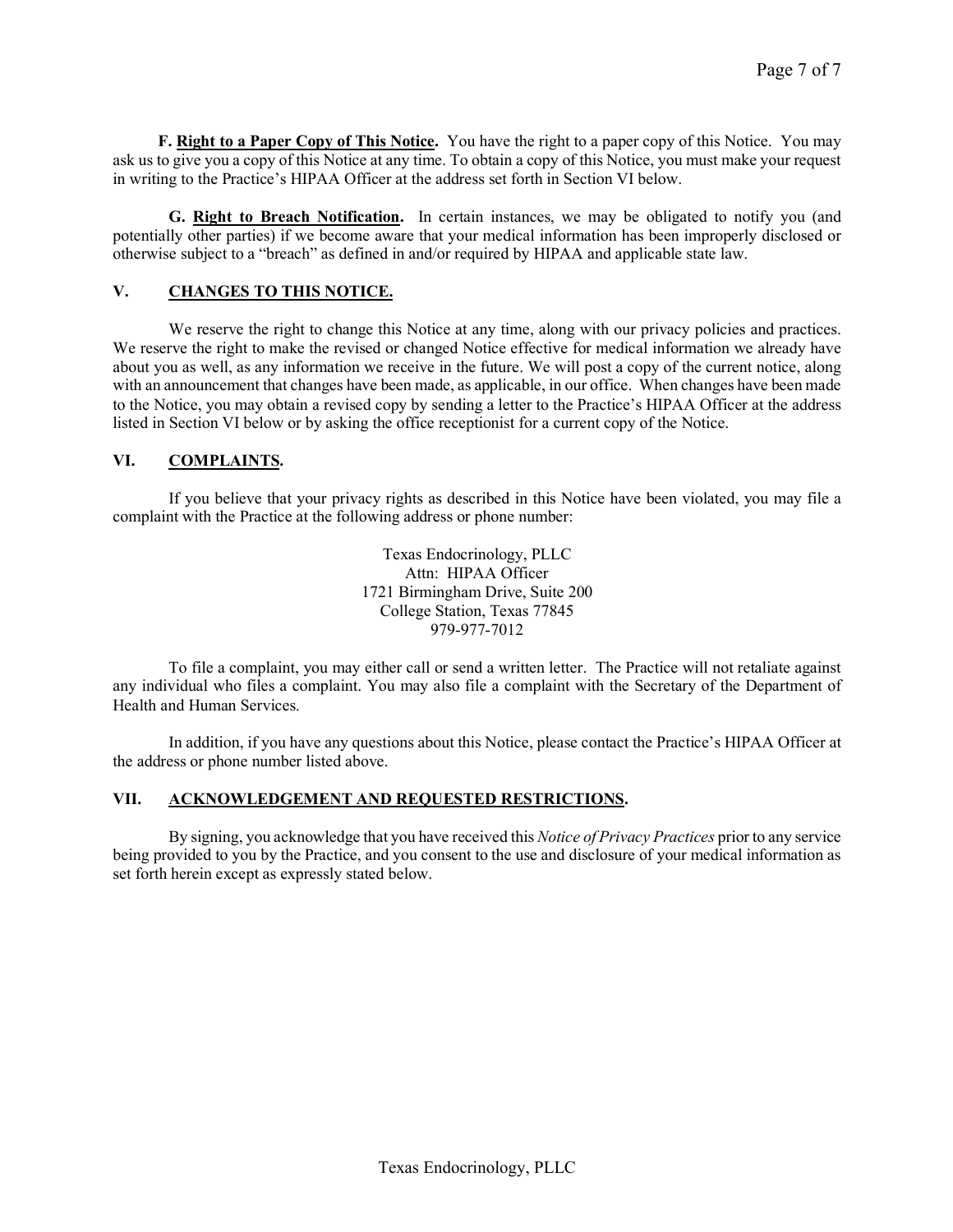**F. <u>Right to a Paper Copy of This Notice</u>.** You have the right to a paper copy of this Notice. You may ask us to give you a copy of this Notice at any time. To obtain a copy of this Notice, you must make your request in writing to the Practice's HIPAA Officer at the address set forth in Section VI below.

**G. <u>Right to Breach Notification</u>.** In certain instances, we may be obligated to notify you (and potentially other parties) if we become aware that your medical information has been improperly disclosed or otherwise subject to a "breach" as defined in and/or required by HIPAA and applicable state law.

## V. CHANGES TO THIS NOTICE.

We reserve the right to change this Notice at any time, along with our privacy policies and practices. We reserve the right to make the revised or changed Notice effective for medical information we already have about you as well, as any information we receive in the future. We will post a copy of the current notice, along with an announcement that changes have been made, as applicable, in our office. When changes have been made to the Notice, you may obtain a revised copy by sending a letter to the Practice's HIPAA Officer at the address listed in Section VI below or by asking the office receptionist for a current copy of the Notice.

## VI. COMPLAINTS.

If you believe that your privacy rights as described in this Notice have been violated, you may file a complaint with the Practice at the following address or phone number:

Texas Endocrinology, PLLC
Attn: HIPAA Officer
1721 Birmingham Drive, Suite 200
College Station, Texas 77845
979-977-7012

To file a complaint, you may either call or send a written letter. The Practice will not retaliate against any individual who files a complaint. You may also file a complaint with the Secretary of the Department of Health and Human Services.

In addition, if you have any questions about this Notice, please contact the Practice's HIPAA Officer at the address or phone number listed above.

## VII. ACKNOWLEDGEMENT AND REQUESTED RESTRICTIONS.

By signing, you acknowledge that you have received this *Notice of Privacy Practices* prior to any service being provided to you by the Practice, and you consent to the use and disclosure of your medical information as set forth herein except as expressly stated below.